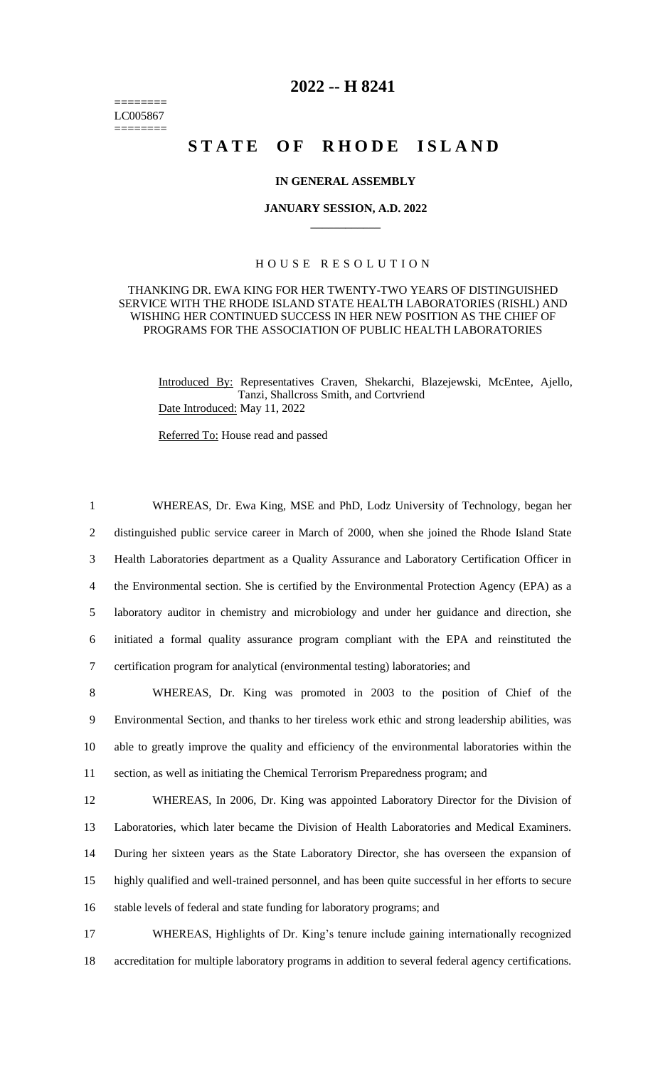========
LC005867
========

# 2022 -- H 8241

# STATE OF RHODE ISLAND

### IN GENERAL ASSEMBLY

### JANUARY SESSION, A.D. 2022

---

## HOUSE RESOLUTION

THANKING DR. EWA KING FOR HER TWENTY-TWO YEARS OF DISTINGUISHED SERVICE WITH THE RHODE ISLAND STATE HEALTH LABORATORIES (RISHL) AND WISHING HER CONTINUED SUCCESS IN HER NEW POSITION AS THE CHIEF OF PROGRAMS FOR THE ASSOCIATION OF PUBLIC HEALTH LABORATORIES

Introduced By: Representatives Craven, Shekarchi, Blazejewski, McEntee, Ajello, Tanzi, Shallcross Smith, and Cortvriend

Date Introduced: May 11, 2022

Referred To: House read and passed

1 WHEREAS, Dr. Ewa King, MSE and PhD, Lodz University of Technology, began her
2 distinguished public service career in March of 2000, when she joined the Rhode Island State
3 Health Laboratories department as a Quality Assurance and Laboratory Certification Officer in
4 the Environmental section. She is certified by the Environmental Protection Agency (EPA) as a
5 laboratory auditor in chemistry and microbiology and under her guidance and direction, she
6 initiated a formal quality assurance program compliant with the EPA and reinstituted the
7 certification program for analytical (environmental testing) laboratories; and

8 WHEREAS, Dr. King was promoted in 2003 to the position of Chief of the
9 Environmental Section, and thanks to her tireless work ethic and strong leadership abilities, was
10 able to greatly improve the quality and efficiency of the environmental laboratories within the
11 section, as well as initiating the Chemical Terrorism Preparedness program; and

12 WHEREAS, In 2006, Dr. King was appointed Laboratory Director for the Division of
13 Laboratories, which later became the Division of Health Laboratories and Medical Examiners.
14 During her sixteen years as the State Laboratory Director, she has overseen the expansion of
15 highly qualified and well-trained personnel, and has been quite successful in her efforts to secure
16 stable levels of federal and state funding for laboratory programs; and

17 WHEREAS, Highlights of Dr. King's tenure include gaining internationally recognized
18 accreditation for multiple laboratory programs in addition to several federal agency certifications.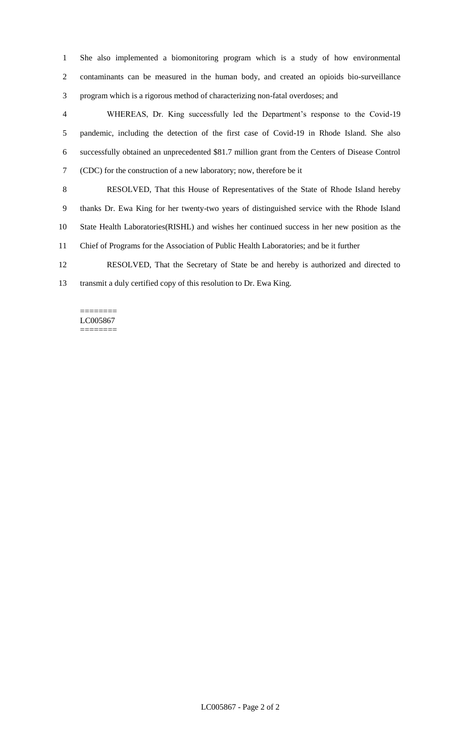She also implemented a biomonitoring program which is a study of how environmental contaminants can be measured in the human body, and created an opioids bio-surveillance program which is a rigorous method of characterizing non-fatal overdoses; and

WHEREAS, Dr. King successfully led the Department's response to the Covid-19 pandemic, including the detection of the first case of Covid-19 in Rhode Island. She also successfully obtained an unprecedented $81.7 million grant from the Centers of Disease Control (CDC) for the construction of a new laboratory; now, therefore be it

RESOLVED, That this House of Representatives of the State of Rhode Island hereby thanks Dr. Ewa King for her twenty-two years of distinguished service with the Rhode Island State Health Laboratories(RISHL) and wishes her continued success in her new position as the Chief of Programs for the Association of Public Health Laboratories; and be it further

RESOLVED, That the Secretary of State be and hereby is authorized and directed to transmit a duly certified copy of this resolution to Dr. Ewa King.

========
LC005867
========